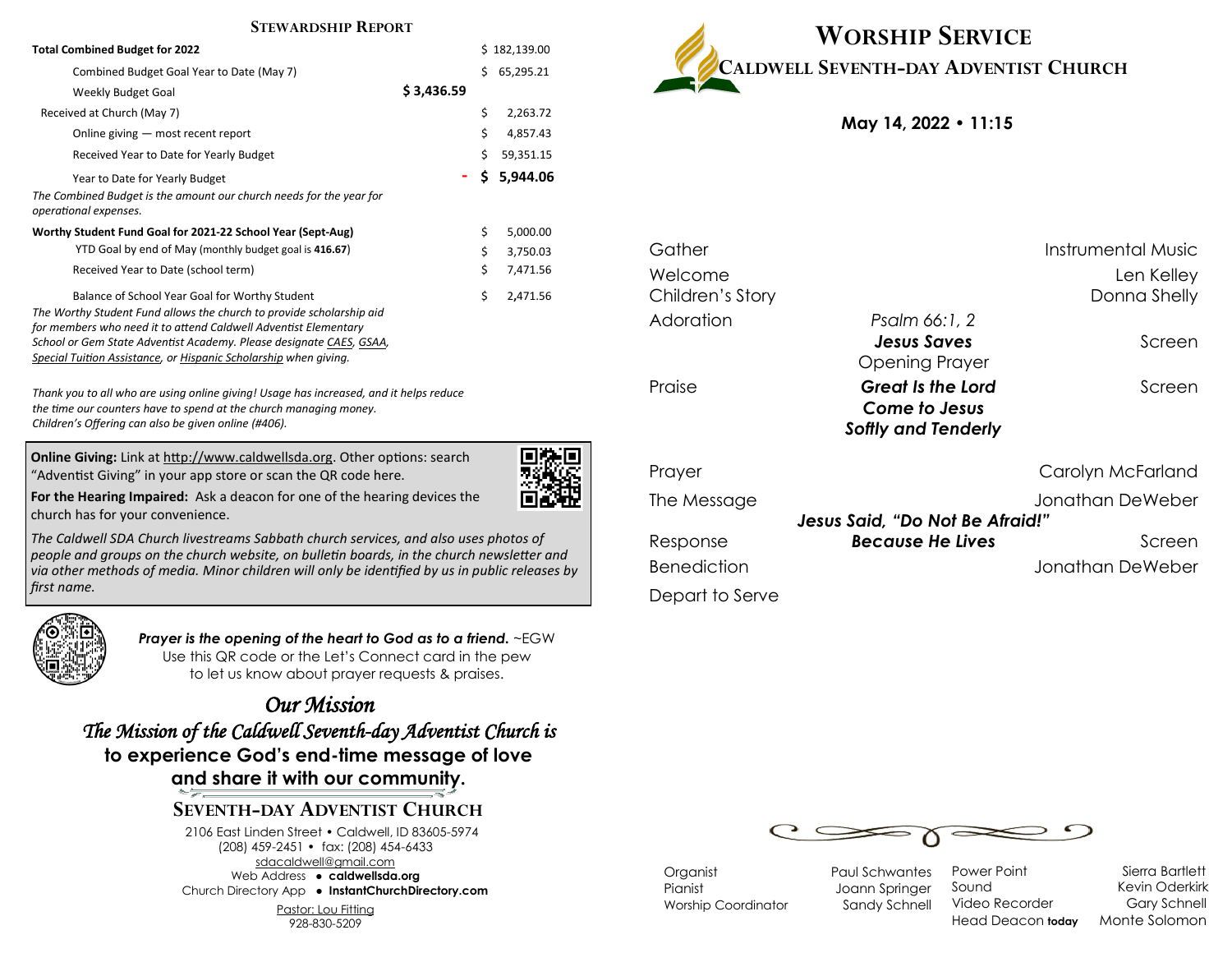## Stewardship Report

| | | |
|---|---|---|
| **Total Combined Budget for 2022** | | $ 182,139.00 |
| Combined Budget Goal Year to Date (May 7) | | $ 65,295.21 |
| Weekly Budget Goal | **$ 3,436.59** | |
| Received at Church (May 7) | | $ 2,263.72 |
| Online giving — most recent report | | $ 4,857.43 |
| Received Year to Date for Yearly Budget | | $ 59,351.15 |
| Year to Date for Yearly Budget | - | **$ 5,944.06** |

*The Combined Budget is the amount our church needs for the year for operational expenses.*

| | |
|---|---|
| **Worthy Student Fund Goal for 2021-22 School Year (Sept-Aug)** | $ 5,000.00 |
| YTD Goal by end of May (monthly budget goal is **416.67**) | $ 3,750.03 |
| Received Year to Date (school term) | $ 7,471.56 |
| Balance of School Year Goal for Worthy Student | $ 2,471.56 |

*The Worthy Student Fund allows the church to provide scholarship aid for members who need it to attend Caldwell Adventist Elementary School or Gem State Adventist Academy. Please designate CAES, GSAA, Special Tuition Assistance, or Hispanic Scholarship when giving.*

*Thank you to all who are using online giving! Usage has increased, and it helps reduce the time our counters have to spend at the church managing money. Children's Offering can also be given online (#406).*

**Online Giving:** Link at http://www.caldwellsda.org. Other options: search "Adventist Giving" in your app store or scan the QR code here.

**For the Hearing Impaired:** Ask a deacon for one of the hearing devices the church has for your convenience.

*The Caldwell SDA Church livestreams Sabbath church services, and also uses photos of people and groups on the church website, on bulletin boards, in the church newsletter and via other methods of media. Minor children will only be identified by us in public releases by first name.*

***Prayer is the opening of the heart to God as to a friend.*** ~EGW
Use this QR code or the Let's Connect card in the pew to let us know about prayer requests & praises.

## *Our Mission*

*The Mission of the Caldwell Seventh-day Adventist Church is* **to experience God's end-time message of love and share it with our community.**

### Seventh-day Adventist Church

2106 East Linden Street • Caldwell, ID 83605-5974
(208) 459-2451 • fax: (208) 454-6433
sdacaldwell@gmail.com
Web Address • **caldwellsda.org**
Church Directory App • **InstantChurchDirectory.com**
Pastor: Lou Fitting
928-830-5209

# Worship Service
## Caldwell Seventh-day Adventist Church

**May 14, 2022 • 11:15**

| | | |
|---|---|---|
| Gather | | Instrumental Music |
| Welcome | | Len Kelley |
| Children's Story | | Donna Shelly |
| Adoration | *Psalm 66:1, 2* | |
| | ***Jesus Saves*** | Screen |
| | Opening Prayer | |
| Praise | ***Great Is the Lord*** | Screen |
| | ***Come to Jesus*** | |
| | ***Softly and Tenderly*** | |
| Prayer | | Carolyn McFarland |
| The Message | | Jonathan DeWeber |
| | ***Jesus Said, "Do Not Be Afraid!"*** | |
| Response | ***Because He Lives*** | Screen |
| Benediction | | Jonathan DeWeber |
| Depart to Serve | | |

| | | | |
|---|---|---|---|
| Organist | Paul Schwantes | Power Point | Sierra Bartlett |
| Pianist | Joann Springer | Sound | Kevin Oderkirk |
| Worship Coordinator | Sandy Schnell | Video Recorder | Gary Schnell |
| | | Head Deacon **today** | Monte Solomon |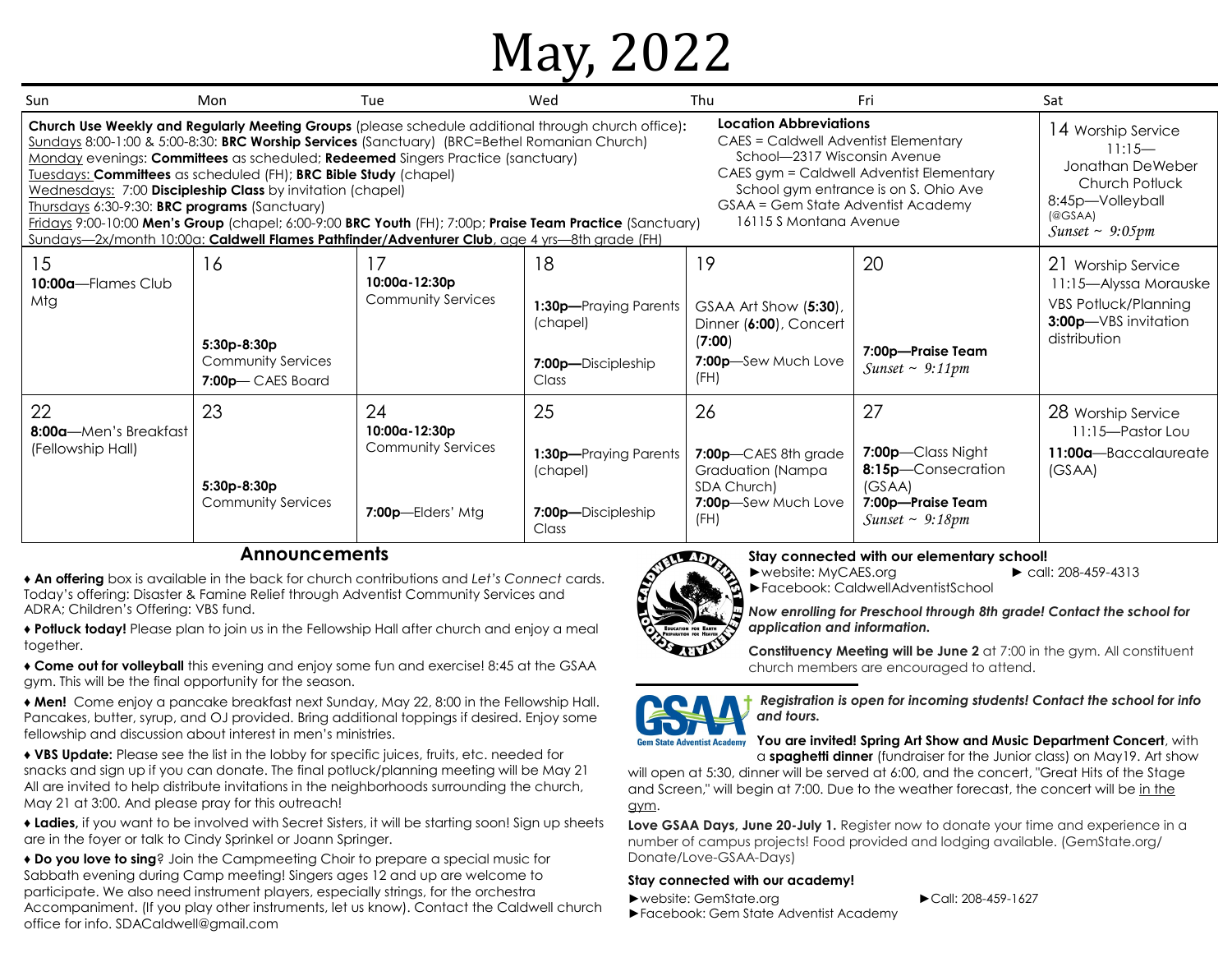# May, 2022

| Sun | Mon | Tue | Wed | Thu | Fri | Sat |
|---|---|---|---|---|---|---|
| **Church Use Weekly and Regularly Meeting Groups** (please schedule additional through church office): Sundays 8:00-1:00 & 5:00-8:30: **BRC Worship Services** (Sanctuary) (BRC=Bethel Romanian Church) Monday evenings: **Committees** as scheduled; **Redeemed** Singers Practice (sanctuary) Tuesdays: **Committees** as scheduled (FH); **BRC Bible Study** (chapel) Wednesdays: 7:00 **Discipleship Class** by invitation (chapel) Thursdays 6:30-9:30: **BRC programs** (Sanctuary) Fridays 9:00-10:00 **Men's Group** (chapel; 6:00-9:00 **BRC Youth** (FH); 7:00p; **Praise Team Practice** (Sanctuary) Sundays—2x/month 10:00a: **Caldwell Flames Pathfinder/Adventurer Club**, age 4 yrs—8th grade (FH) | | | | **Location Abbreviations** CAES = Caldwell Adventist Elementary School—2317 Wisconsin Avenue CAES gym = Caldwell Adventist Elementary School gym entrance is on S. Ohio Ave GSAA = Gem State Adventist Academy 16115 S Montana Avenue | | 14 Worship Service 11:15—Jonathan DeWeber Church Potluck 8:45p—Volleyball (@GSAA) *Sunset ~ 9:05pm* |
| 15 **10:00a**—Flames Club Mtg | 16 **5:30p-8:30p** Community Services **7:00p**— CAES Board | 17 **10:00a-12:30p** Community Services | 18 **1:30p—**Praying Parents (chapel) **7:00p—**Discipleship Class | 19 GSAA Art Show (**5:30**), Dinner (**6:00**), Concert (**7:00**) **7:00p**—Sew Much Love (FH) | 20 **7:00p—Praise Team** *Sunset ~ 9:11pm* | 21 Worship Service 11:15—Alyssa Morauske VBS Potluck/Planning **3:00p**—VBS invitation distribution |
| 22 **8:00a**—Men's Breakfast (Fellowship Hall) | 23 **5:30p-8:30p** Community Services | 24 **10:00a-12:30p** Community Services **7:00p**—Elders' Mtg | 25 **1:30p—**Praying Parents (chapel) **7:00p—**Discipleship Class | 26 **7:00p**—CAES 8th grade Graduation (Nampa SDA Church) **7:00p**—Sew Much Love (FH) | 27 **7:00p**—Class Night **8:15p**—Consecration (GSAA) **7:00p—Praise Team** *Sunset ~ 9:18pm* | 28 Worship Service 11:15—Pastor Lou **11:00a**—Baccalaureate (GSAA) |

## Announcements

♦ **An offering** box is available in the back for church contributions and *Let's Connect* cards. Today's offering: Disaster & Famine Relief through Adventist Community Services and ADRA; Children's Offering: VBS fund.

♦ **Potluck today!** Please plan to join us in the Fellowship Hall after church and enjoy a meal together.

♦ **Come out for volleyball** this evening and enjoy some fun and exercise! 8:45 at the GSAA gym. This will be the final opportunity for the season.

♦ **Men!** Come enjoy a pancake breakfast next Sunday, May 22, 8:00 in the Fellowship Hall. Pancakes, butter, syrup, and OJ provided. Bring additional toppings if desired. Enjoy some fellowship and discussion about interest in men's ministries.

♦ **VBS Update:** Please see the list in the lobby for specific juices, fruits, etc. needed for snacks and sign up if you can donate. The final potluck/planning meeting will be May 21 All are invited to help distribute invitations in the neighborhoods surrounding the church, May 21 at 3:00. And please pray for this outreach!

♦ **Ladies,** if you want to be involved with Secret Sisters, it will be starting soon! Sign up sheets are in the foyer or talk to Cindy Sprinkel or Joann Springer.

♦ **Do you love to sing**? Join the Campmeeting Choir to prepare a special music for Sabbath evening during Camp meeting! Singers ages 12 and up are welcome to participate. We also need instrument players, especially strings, for the orchestra Accompaniment. (If you play other instruments, let us know). Contact the Caldwell church office for info. SDACaldwell@gmail.com

**Stay connected with our elementary school!**

►website: MyCAES.org ► call: 208-459-4313

►Facebook: CaldwellAdventistSchool

***Now enrolling for Preschool through 8th grade! Contact the school for application and information.***

**Constituency Meeting will be June 2** at 7:00 in the gym. All constituent church members are encouraged to attend.

***Registration is open for incoming students! Contact the school for info and tours.***

**You are invited! Spring Art Show and Music Department Concert**, with a **spaghetti dinner** (fundraiser for the Junior class) on May19. Art show will open at 5:30, dinner will be served at 6:00, and the concert, "Great Hits of the Stage and Screen," will begin at 7:00. Due to the weather forecast, the concert will be in the gym.

**Love GSAA Days, June 20-July 1.** Register now to donate your time and experience in a number of campus projects! Food provided and lodging available. (GemState.org/ Donate/Love-GSAA-Days)

**Stay connected with our academy!**

►website: GemState.org ►Call: 208-459-1627

►Facebook: Gem State Adventist Academy